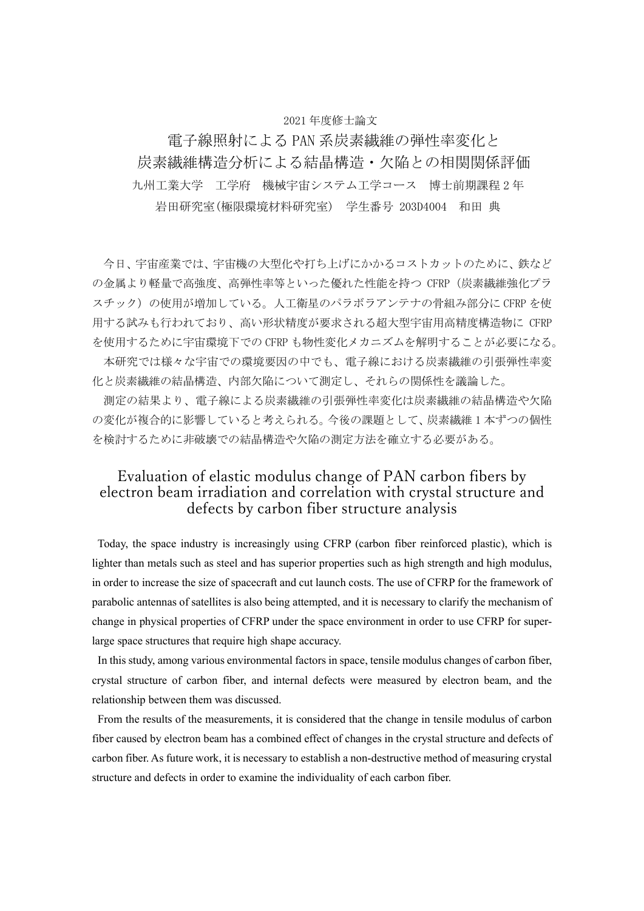2021 年度修士論文

# 電子線照射による PAN 系炭素繊維の弾性率変化と炭素繊維構造分析による結晶構造・欠陥との相関関係評価

九州工業大学　工学府　機械宇宙システム工学コース　博士前期課程 2 年

岩田研究室(極限環境材料研究室)　学生番号 203D4004　和田 典

今日、宇宙産業では、宇宙機の大型化や打ち上げにかかるコストカットのために、鉄などの金属より軽量で高強度、高弾性率等といった優れた性能を持つ CFRP（炭素繊維強化プラスチック）の使用が増加している。人工衛星のパラボラアンテナの骨組み部分に CFRP を使用する試みも行われており、高い形状精度が要求される超大型宇宙用高精度構造物に CFRP を使用するために宇宙環境下での CFRP も物性変化メカニズムを解明することが必要になる。

本研究では様々な宇宙での環境要因の中でも、電子線における炭素繊維の引張弾性率変化と炭素繊維の結晶構造、内部欠陥について測定し、それらの関係性を議論した。

測定の結果より、電子線による炭素繊維の引張弾性率変化は炭素繊維の結晶構造や欠陥の変化が複合的に影響していると考えられる。今後の課題として、炭素繊維 1 本ずつの個性を検討するために非破壊での結晶構造や欠陥の測定方法を確立する必要がある。

# Evaluation of elastic modulus change of PAN carbon fibers by electron beam irradiation and correlation with crystal structure and defects by carbon fiber structure analysis

Today, the space industry is increasingly using CFRP (carbon fiber reinforced plastic), which is lighter than metals such as steel and has superior properties such as high strength and high modulus, in order to increase the size of spacecraft and cut launch costs. The use of CFRP for the framework of parabolic antennas of satellites is also being attempted, and it is necessary to clarify the mechanism of change in physical properties of CFRP under the space environment in order to use CFRP for super-large space structures that require high shape accuracy.

In this study, among various environmental factors in space, tensile modulus changes of carbon fiber, crystal structure of carbon fiber, and internal defects were measured by electron beam, and the relationship between them was discussed.

From the results of the measurements, it is considered that the change in tensile modulus of carbon fiber caused by electron beam has a combined effect of changes in the crystal structure and defects of carbon fiber. As future work, it is necessary to establish a non-destructive method of measuring crystal structure and defects in order to examine the individuality of each carbon fiber.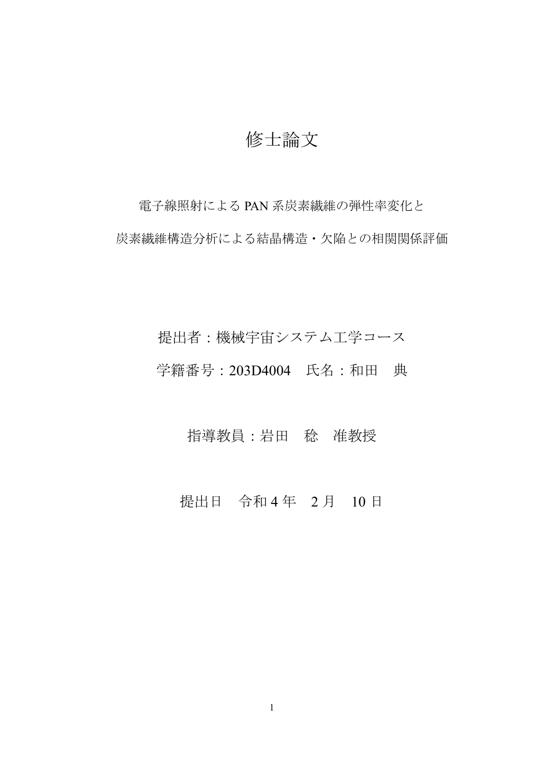# 修士論文

電子線照射による PAN 系炭素繊維の弾性率変化と

炭素繊維構造分析による結晶構造・欠陥との相関関係評価

提出者：機械宇宙システム工学コース

学籍番号：203D4004　氏名：和田　典

指導教員：岩田　稔　准教授

提出日　令和 4 年　2 月　10 日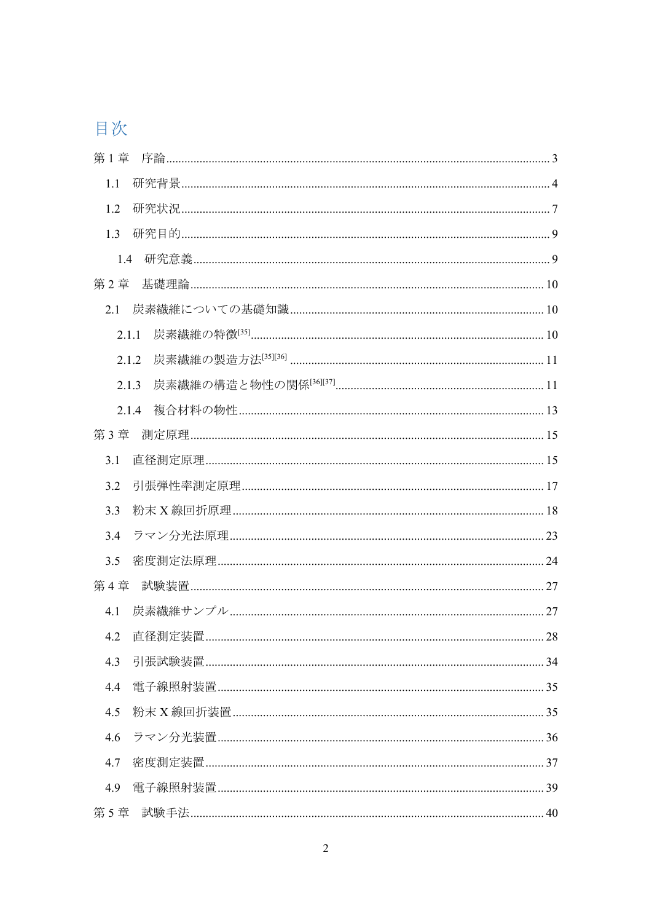# 目次

第 1 章　序論 ........................................ 3

1.1　研究背景 ........................................ 4

1.2　研究状況 ........................................ 7

1.3　研究目的 ........................................ 9

1.4　研究意義 ........................................ 9

第 2 章　基礎理論 ........................................ 10

2.1　炭素繊維についての基礎知識 ........................................ 10

2.1.1　炭素繊維の特徴[35] ........................................ 10

2.1.2　炭素繊維の製造方法[35][36] ........................................ 11

2.1.3　炭素繊維の構造と物性の関係[36][37] ........................................ 11

2.1.4　複合材料の物性 ........................................ 13

第 3 章　測定原理 ........................................ 15

3.1　直径測定原理 ........................................ 15

3.2　引張弾性率測定原理 ........................................ 17

3.3　粉末 X 線回折原理 ........................................ 18

3.4　ラマン分光法原理 ........................................ 23

3.5　密度測定法原理 ........................................ 24

第 4 章　試験装置 ........................................ 27

4.1　炭素繊維サンプル ........................................ 27

4.2　直径測定装置 ........................................ 28

4.3　引張試験装置 ........................................ 34

4.4　電子線照射装置 ........................................ 35

4.5　粉末 X 線回折装置 ........................................ 35

4.6　ラマン分光装置 ........................................ 36

4.7　密度測定装置 ........................................ 37

4.9　電子線照射装置 ........................................ 39

第 5 章　試験手法 ........................................ 40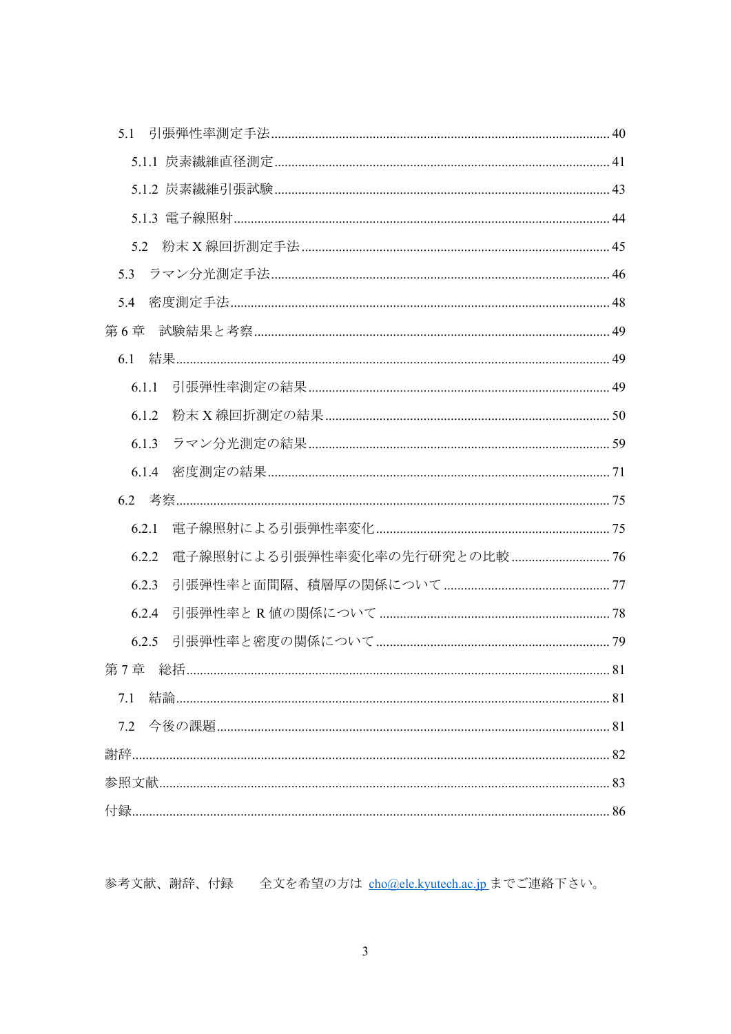5.1　引張弾性率測定手法 .......... 40

5.1.1 炭素繊維直径測定 .......... 41

5.1.2 炭素繊維引張試験 .......... 43

5.1.3 電子線照射 .......... 44

5.2　粉末 X 線回折測定手法 .......... 45

5.3　ラマン分光測定手法 .......... 46

5.4　密度測定手法 .......... 48

第 6 章　試験結果と考察 .......... 49

6.1　結果 .......... 49

6.1.1　引張弾性率測定の結果 .......... 49

6.1.2　粉末 X 線回折測定の結果 .......... 50

6.1.3　ラマン分光測定の結果 .......... 59

6.1.4　密度測定の結果 .......... 71

6.2　考察 .......... 75

6.2.1　電子線照射による引張弾性率変化 .......... 75

6.2.2　電子線照射による引張弾性率変化率の先行研究との比較 .......... 76

6.2.3　引張弾性率と面間隔、積層厚の関係について .......... 77

6.2.4　引張弾性率と R 値の関係について .......... 78

6.2.5　引張弾性率と密度の関係について .......... 79

第 7 章　総括 .......... 81

7.1　結論 .......... 81

7.2　今後の課題 .......... 81

謝辞 .......... 82

参照文献 .......... 83

付録 .......... 86

参考文献、謝辞、付録　　全文を希望の方は cho@ele.kyutech.ac.jp までご連絡下さい。